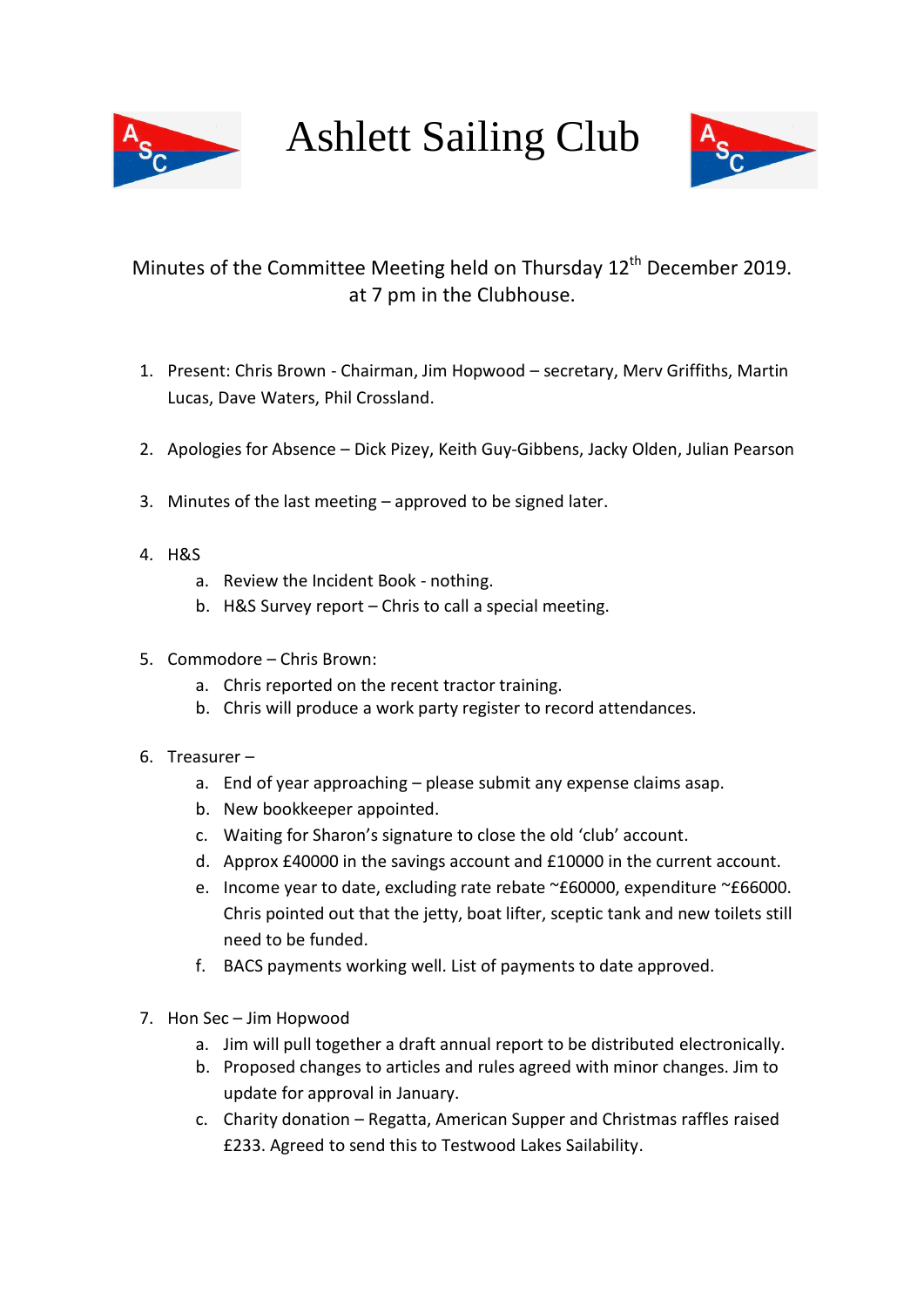# Ashlett Sailing Club

Minutes of the Committee Meeting held on Thursday 12th December 2019. at 7 pm in the Clubhouse.

1. Present: Chris Brown - Chairman, Jim Hopwood – secretary, Merv Griffiths, Martin Lucas, Dave Waters, Phil Crossland.

2. Apologies for Absence – Dick Pizey, Keith Guy-Gibbens, Jacky Olden, Julian Pearson

3. Minutes of the last meeting – approved to be signed later.

4. H&S
   a. Review the Incident Book - nothing.
   b. H&S Survey report – Chris to call a special meeting.

5. Commodore – Chris Brown:
   a. Chris reported on the recent tractor training.
   b. Chris will produce a work party register to record attendances.

6. Treasurer –
   a. End of year approaching – please submit any expense claims asap.
   b. New bookkeeper appointed.
   c. Waiting for Sharon's signature to close the old 'club' account.
   d. Approx £40000 in the savings account and £10000 in the current account.
   e. Income year to date, excluding rate rebate ~£60000, expenditure ~£66000. Chris pointed out that the jetty, boat lifter, sceptic tank and new toilets still need to be funded.
   f. BACS payments working well. List of payments to date approved.

7. Hon Sec – Jim Hopwood
   a. Jim will pull together a draft annual report to be distributed electronically.
   b. Proposed changes to articles and rules agreed with minor changes. Jim to update for approval in January.
   c. Charity donation – Regatta, American Supper and Christmas raffles raised £233. Agreed to send this to Testwood Lakes Sailability.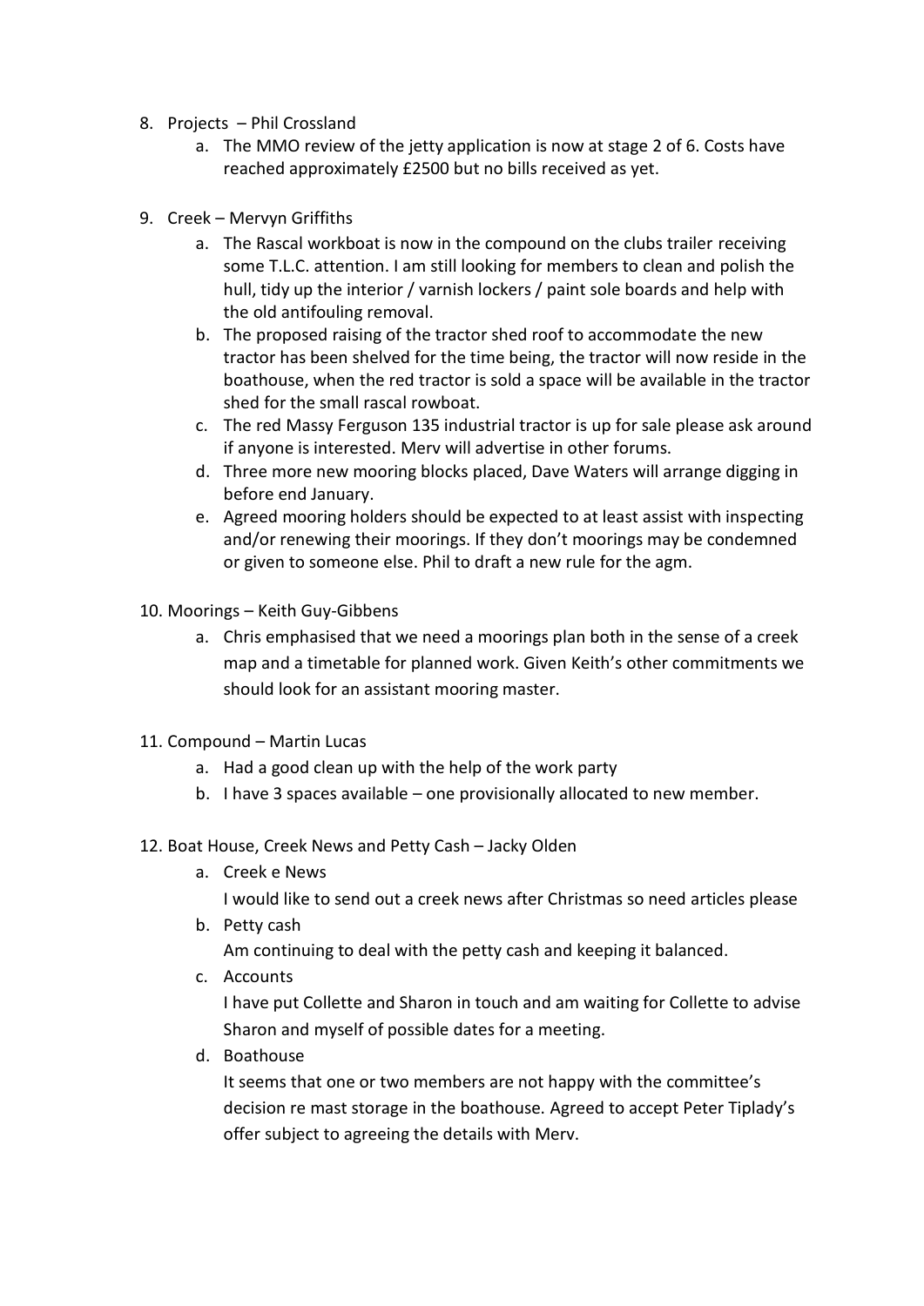8. Projects – Phil Crossland
    a. The MMO review of the jetty application is now at stage 2 of 6. Costs have reached approximately £2500 but no bills received as yet.

9. Creek – Mervyn Griffiths
    a. The Rascal workboat is now in the compound on the clubs trailer receiving some T.L.C. attention. I am still looking for members to clean and polish the hull, tidy up the interior / varnish lockers / paint sole boards and help with the old antifouling removal.
    b. The proposed raising of the tractor shed roof to accommodate the new tractor has been shelved for the time being, the tractor will now reside in the boathouse, when the red tractor is sold a space will be available in the tractor shed for the small rascal rowboat.
    c. The red Massy Ferguson 135 industrial tractor is up for sale please ask around if anyone is interested. Merv will advertise in other forums.
    d. Three more new mooring blocks placed, Dave Waters will arrange digging in before end January.
    e. Agreed mooring holders should be expected to at least assist with inspecting and/or renewing their moorings. If they don't moorings may be condemned or given to someone else. Phil to draft a new rule for the agm.

10. Moorings – Keith Guy-Gibbens
    a. Chris emphasised that we need a moorings plan both in the sense of a creek map and a timetable for planned work. Given Keith's other commitments we should look for an assistant mooring master.

11. Compound – Martin Lucas
    a. Had a good clean up with the help of the work party
    b. I have 3 spaces available – one provisionally allocated to new member.

12. Boat House, Creek News and Petty Cash – Jacky Olden
    a. Creek e News
       I would like to send out a creek news after Christmas so need articles please
    b. Petty cash
       Am continuing to deal with the petty cash and keeping it balanced.
    c. Accounts
       I have put Collette and Sharon in touch and am waiting for Collette to advise Sharon and myself of possible dates for a meeting.
    d. Boathouse
       It seems that one or two members are not happy with the committee's decision re mast storage in the boathouse. Agreed to accept Peter Tiplady's offer subject to agreeing the details with Merv.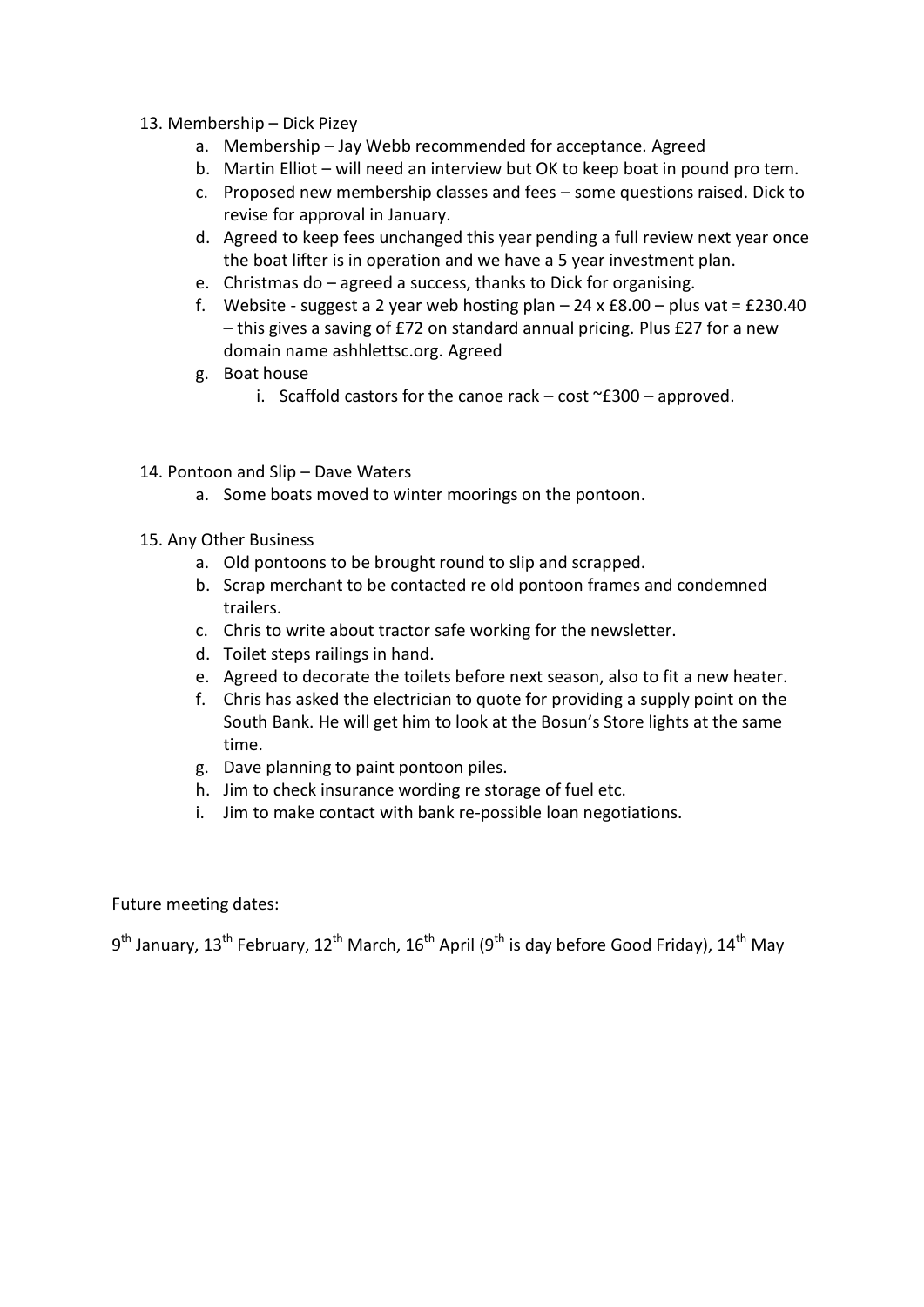13. Membership – Dick Pizey
    a. Membership – Jay Webb recommended for acceptance. Agreed
    b. Martin Elliot – will need an interview but OK to keep boat in pound pro tem.
    c. Proposed new membership classes and fees – some questions raised. Dick to revise for approval in January.
    d. Agreed to keep fees unchanged this year pending a full review next year once the boat lifter is in operation and we have a 5 year investment plan.
    e. Christmas do – agreed a success, thanks to Dick for organising.
    f. Website - suggest a 2 year web hosting plan – 24 x £8.00 – plus vat = £230.40 – this gives a saving of £72 on standard annual pricing. Plus £27 for a new domain name ashhlettsc.org. Agreed
    g. Boat house
        i. Scaffold castors for the canoe rack – cost ~£300 – approved.

14. Pontoon and Slip – Dave Waters
    a. Some boats moved to winter moorings on the pontoon.

15. Any Other Business
    a. Old pontoons to be brought round to slip and scrapped.
    b. Scrap merchant to be contacted re old pontoon frames and condemned trailers.
    c. Chris to write about tractor safe working for the newsletter.
    d. Toilet steps railings in hand.
    e. Agreed to decorate the toilets before next season, also to fit a new heater.
    f. Chris has asked the electrician to quote for providing a supply point on the South Bank. He will get him to look at the Bosun's Store lights at the same time.
    g. Dave planning to paint pontoon piles.
    h. Jim to check insurance wording re storage of fuel etc.
    i. Jim to make contact with bank re-possible loan negotiations.

Future meeting dates:

9th January, 13th February, 12th March, 16th April (9th is day before Good Friday), 14th May